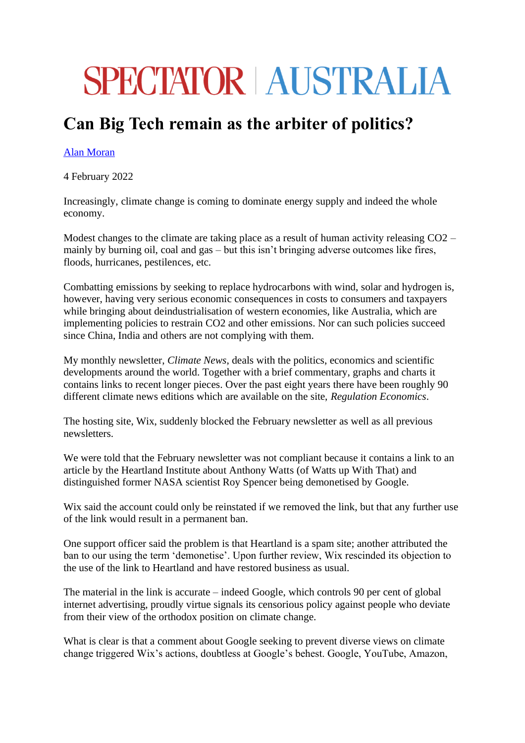SPECTATOR | AUSTRALIA

# Can Big Tech remain as the arbiter of politics?

[Alan Moran](#)

4 February 2022

Increasingly, climate change is coming to dominate energy supply and indeed the whole economy.

Modest changes to the climate are taking place as a result of human activity releasing $CO_2$ – mainly by burning oil, coal and gas – but this isn't bringing adverse outcomes like fires, floods, hurricanes, pestilences, etc.

Combatting emissions by seeking to replace hydrocarbons with wind, solar and hydrogen is, however, having very serious economic consequences in costs to consumers and taxpayers while bringing about deindustrialisation of western economies, like Australia, which are implementing policies to restrain $CO_2$ and other emissions. Nor can such policies succeed since China, India and others are not complying with them.

My monthly newsletter, *Climate News*, deals with the politics, economics and scientific developments around the world. Together with a brief commentary, graphs and charts it contains links to recent longer pieces. Over the past eight years there have been roughly 90 different climate news editions which are available on the site, *Regulation Economics*.

The hosting site, Wix, suddenly blocked the February newsletter as well as all previous newsletters.

We were told that the February newsletter was not compliant because it contains a link to an article by the Heartland Institute about Anthony Watts (of Watts up With That) and distinguished former NASA scientist Roy Spencer being demonetised by Google.

Wix said the account could only be reinstated if we removed the link, but that any further use of the link would result in a permanent ban.

One support officer said the problem is that Heartland is a spam site; another attributed the ban to our using the term 'demonetise'. Upon further review, Wix rescinded its objection to the use of the link to Heartland and have restored business as usual.

The material in the link is accurate – indeed Google, which controls 90 per cent of global internet advertising, proudly virtue signals its censorious policy against people who deviate from their view of the orthodox position on climate change.

What is clear is that a comment about Google seeking to prevent diverse views on climate change triggered Wix's actions, doubtless at Google's behest. Google, YouTube, Amazon,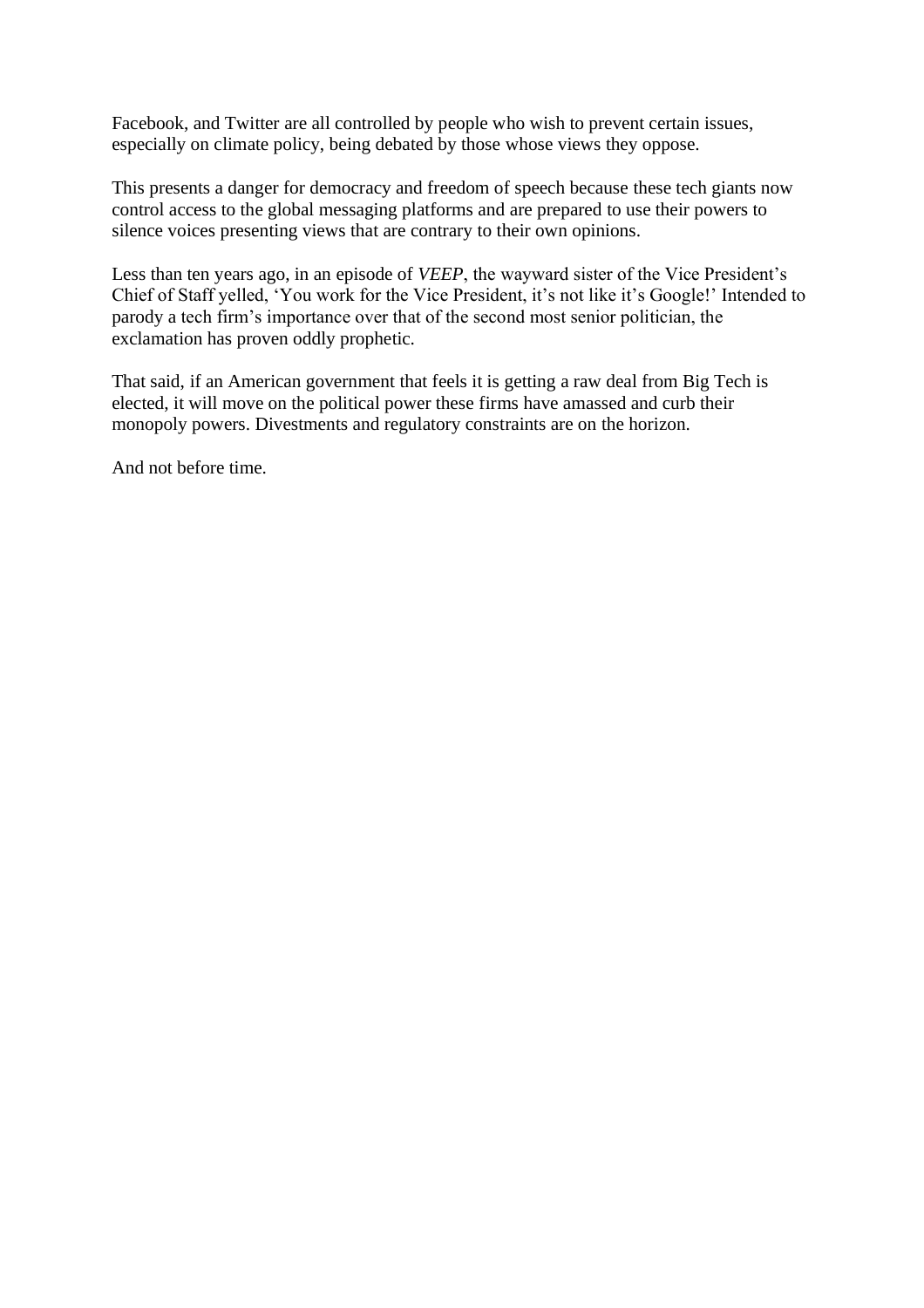Facebook, and Twitter are all controlled by people who wish to prevent certain issues, especially on climate policy, being debated by those whose views they oppose.

This presents a danger for democracy and freedom of speech because these tech giants now control access to the global messaging platforms and are prepared to use their powers to silence voices presenting views that are contrary to their own opinions.

Less than ten years ago, in an episode of *VEEP*, the wayward sister of the Vice President's Chief of Staff yelled, 'You work for the Vice President, it's not like it's Google!' Intended to parody a tech firm's importance over that of the second most senior politician, the exclamation has proven oddly prophetic.

That said, if an American government that feels it is getting a raw deal from Big Tech is elected, it will move on the political power these firms have amassed and curb their monopoly powers. Divestments and regulatory constraints are on the horizon.

And not before time.